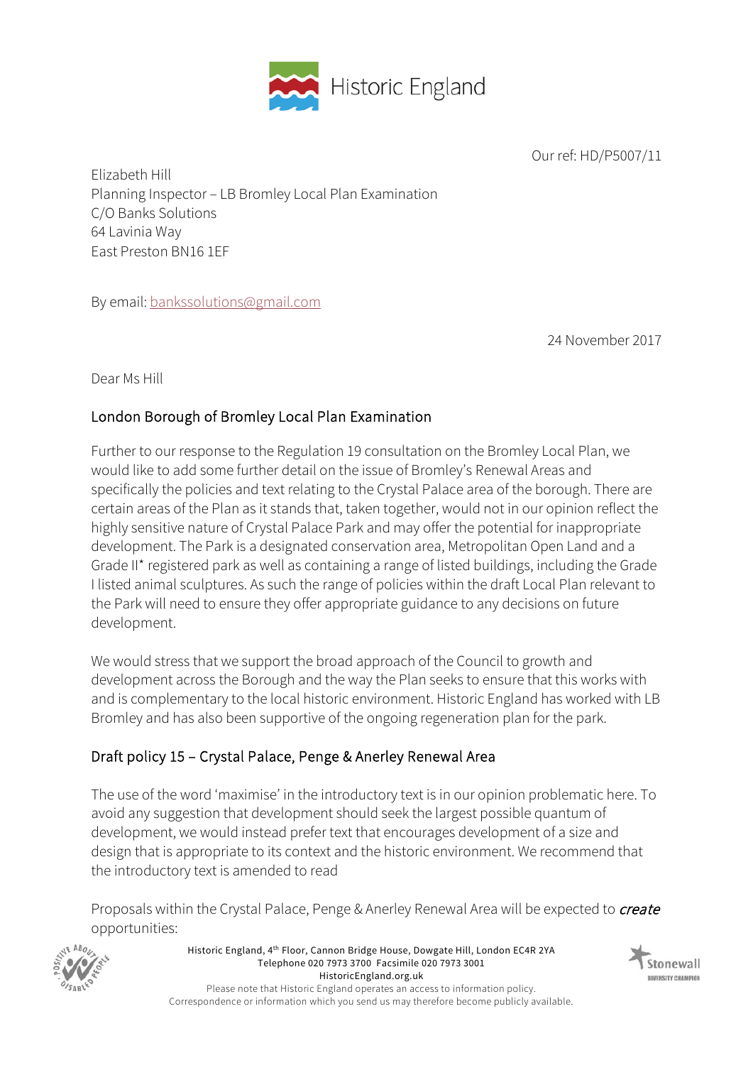Historic England

Our ref: HD/P5007/11

Elizabeth Hill
Planning Inspector – LB Bromley Local Plan Examination
C/O Banks Solutions
64 Lavinia Way
East Preston BN16 1EF

By email: bankssolutions@gmail.com

24 November 2017

Dear Ms Hill

## London Borough of Bromley Local Plan Examination

Further to our response to the Regulation 19 consultation on the Bromley Local Plan, we would like to add some further detail on the issue of Bromley's Renewal Areas and specifically the policies and text relating to the Crystal Palace area of the borough. There are certain areas of the Plan as it stands that, taken together, would not in our opinion reflect the highly sensitive nature of Crystal Palace Park and may offer the potential for inappropriate development. The Park is a designated conservation area, Metropolitan Open Land and a Grade II* registered park as well as containing a range of listed buildings, including the Grade I listed animal sculptures. As such the range of policies within the draft Local Plan relevant to the Park will need to ensure they offer appropriate guidance to any decisions on future development.

We would stress that we support the broad approach of the Council to growth and development across the Borough and the way the Plan seeks to ensure that this works with and is complementary to the local historic environment. Historic England has worked with LB Bromley and has also been supportive of the ongoing regeneration plan for the park.

## Draft policy 15 – Crystal Palace, Penge & Anerley Renewal Area

The use of the word 'maximise' in the introductory text is in our opinion problematic here. To avoid any suggestion that development should seek the largest possible quantum of development, we would instead prefer text that encourages development of a size and design that is appropriate to its context and the historic environment. We recommend that the introductory text is amended to read

Proposals within the Crystal Palace, Penge & Anerley Renewal Area will be expected to ***create*** opportunities: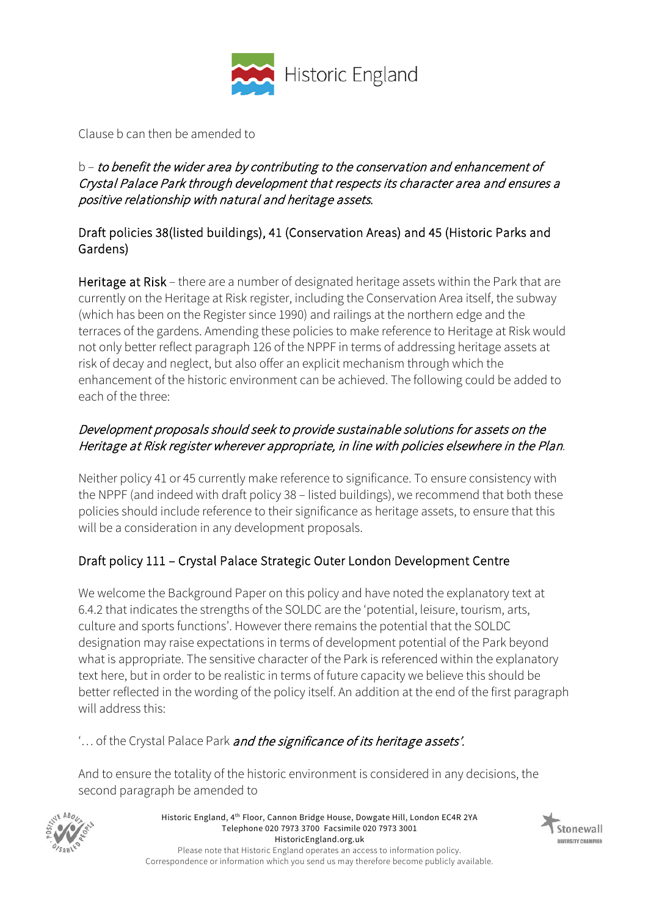Clause b can then be amended to

b – *to benefit the wider area by contributing to the conservation and enhancement of Crystal Palace Park through development that respects its character area and ensures a positive relationship with natural and heritage assets*.

## Draft policies 38(listed buildings), 41 (Conservation Areas) and 45 (Historic Parks and Gardens)

Heritage at Risk – there are a number of designated heritage assets within the Park that are currently on the Heritage at Risk register, including the Conservation Area itself, the subway (which has been on the Register since 1990) and railings at the northern edge and the terraces of the gardens. Amending these policies to make reference to Heritage at Risk would not only better reflect paragraph 126 of the NPPF in terms of addressing heritage assets at risk of decay and neglect, but also offer an explicit mechanism through which the enhancement of the historic environment can be achieved. The following could be added to each of the three:

*Development proposals should seek to provide sustainable solutions for assets on the Heritage at Risk register wherever appropriate, in line with policies elsewhere in the Plan*.

Neither policy 41 or 45 currently make reference to significance. To ensure consistency with the NPPF (and indeed with draft policy 38 – listed buildings), we recommend that both these policies should include reference to their significance as heritage assets, to ensure that this will be a consideration in any development proposals.

## Draft policy 111 – Crystal Palace Strategic Outer London Development Centre

We welcome the Background Paper on this policy and have noted the explanatory text at 6.4.2 that indicates the strengths of the SOLDC are the 'potential, leisure, tourism, arts, culture and sports functions'. However there remains the potential that the SOLDC designation may raise expectations in terms of development potential of the Park beyond what is appropriate. The sensitive character of the Park is referenced within the explanatory text here, but in order to be realistic in terms of future capacity we believe this should be better reflected in the wording of the policy itself. An addition at the end of the first paragraph will address this:

'… of the Crystal Palace Park *and the significance of its heritage assets'.*

And to ensure the totality of the historic environment is considered in any decisions, the second paragraph be amended to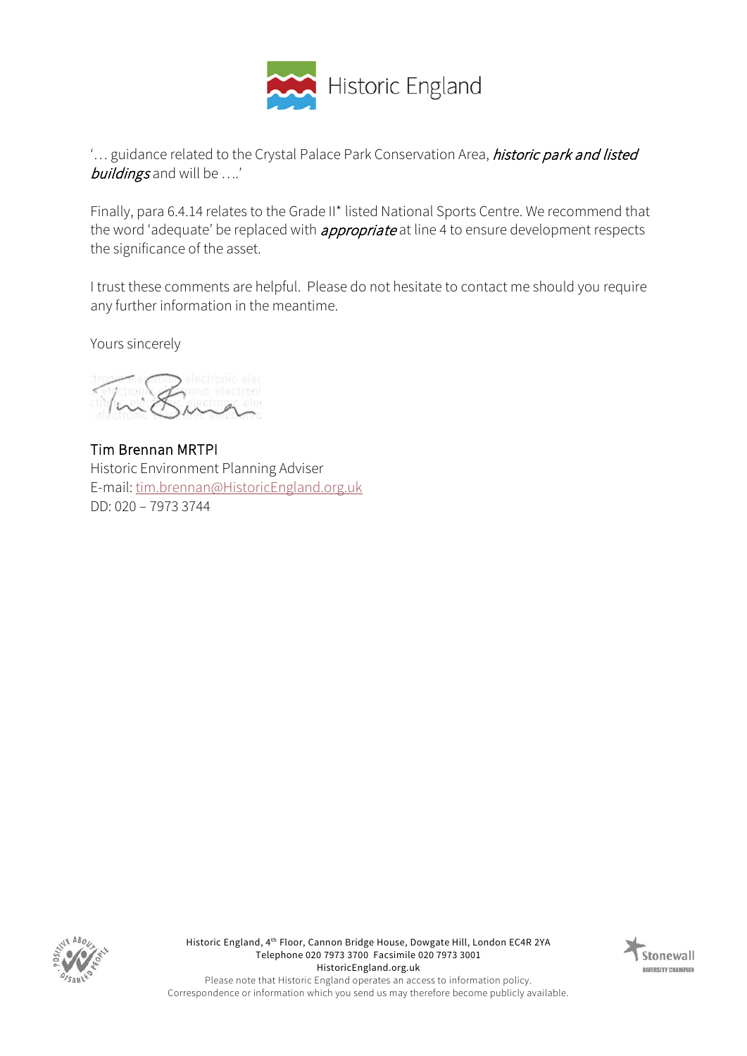'… guidance related to the Crystal Palace Park Conservation Area, ***historic park and listed buildings*** and will be ….'

Finally, para 6.4.14 relates to the Grade II* listed National Sports Centre. We recommend that the word 'adequate' be replaced with ***appropriate*** at line 4 to ensure development respects the significance of the asset.

I trust these comments are helpful. Please do not hesitate to contact me should you require any further information in the meantime.

Yours sincerely

Tim Brennan MRTPI
Historic Environment Planning Adviser
E-mail: tim.brennan@HistoricEngland.org.uk
DD: 020 – 7973 3744